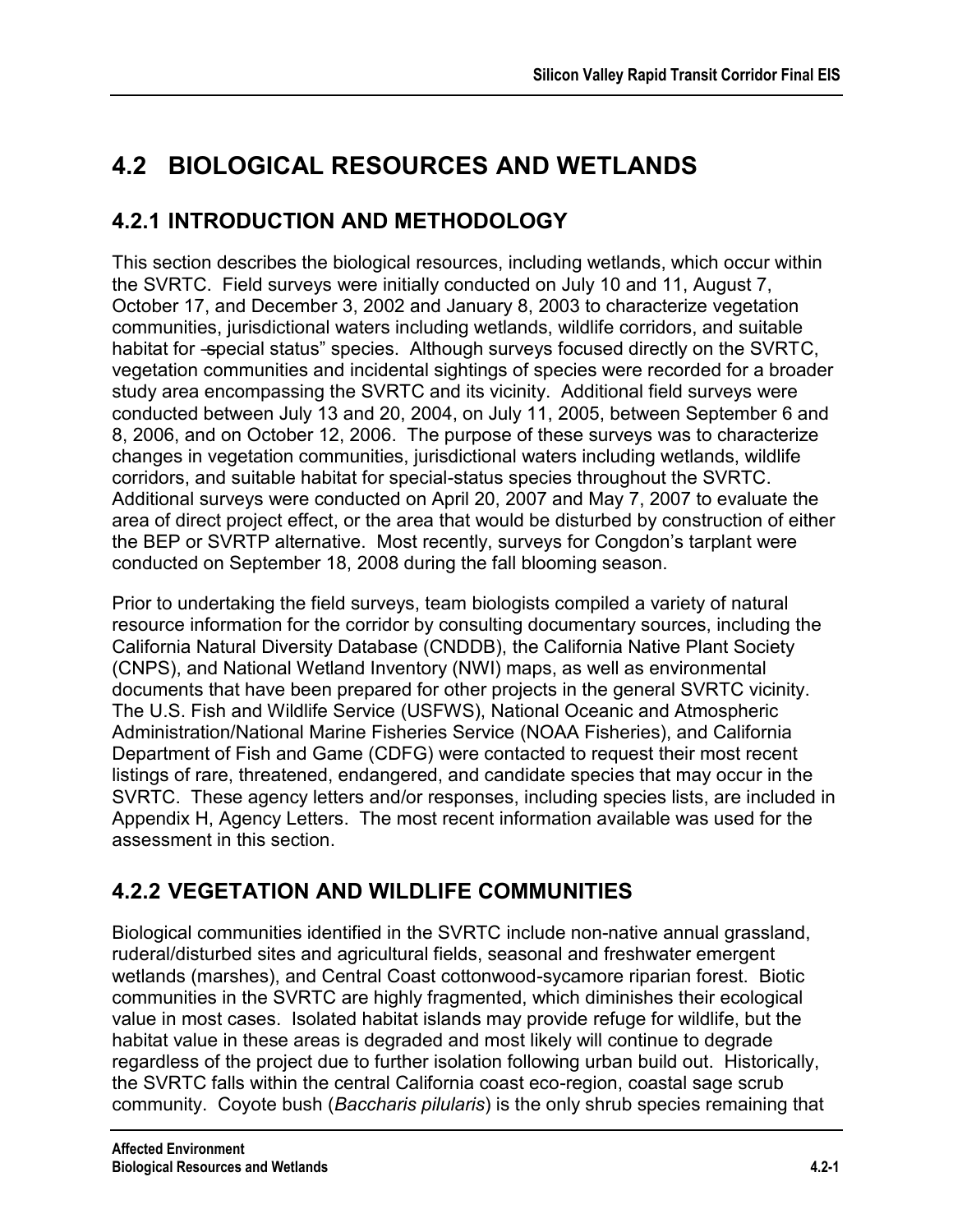# 4.2 BIOLOGICAL RESOURCES AND WETLANDS

## 4.2.1 INTRODUCTION AND METHODOLOGY

This section describes the biological resources, including wetlands, which occur within the SVRTC. Field surveys were initially conducted on July 10 and 11, August 7, October 17, and December 3, 2002 and January 8, 2003 to characterize vegetation communities, jurisdictional waters including wetlands, wildlife corridors, and suitable habitat for "special status" species. Although surveys focused directly on the SVRTC, vegetation communities and incidental sightings of species were recorded for a broader study area encompassing the SVRTC and its vicinity. Additional field surveys were conducted between July 13 and 20, 2004, on July 11, 2005, between September 6 and 8, 2006, and on October 12, 2006. The purpose of these surveys was to characterize changes in vegetation communities, jurisdictional waters including wetlands, wildlife corridors, and suitable habitat for special-status species throughout the SVRTC. Additional surveys were conducted on April 20, 2007 and May 7, 2007 to evaluate the area of direct project effect, or the area that would be disturbed by construction of either the BEP or SVRTP alternative. Most recently, surveys for Congdon's tarplant were conducted on September 18, 2008 during the fall blooming season.

Prior to undertaking the field surveys, team biologists compiled a variety of natural resource information for the corridor by consulting documentary sources, including the California Natural Diversity Database (CNDDB), the California Native Plant Society (CNPS), and National Wetland Inventory (NWI) maps, as well as environmental documents that have been prepared for other projects in the general SVRTC vicinity. The U.S. Fish and Wildlife Service (USFWS), National Oceanic and Atmospheric Administration/National Marine Fisheries Service (NOAA Fisheries), and California Department of Fish and Game (CDFG) were contacted to request their most recent listings of rare, threatened, endangered, and candidate species that may occur in the SVRTC. These agency letters and/or responses, including species lists, are included in Appendix H, Agency Letters. The most recent information available was used for the assessment in this section.

## 4.2.2 VEGETATION AND WILDLIFE COMMUNITIES

Biological communities identified in the SVRTC include non-native annual grassland, ruderal/disturbed sites and agricultural fields, seasonal and freshwater emergent wetlands (marshes), and Central Coast cottonwood-sycamore riparian forest. Biotic communities in the SVRTC are highly fragmented, which diminishes their ecological value in most cases. Isolated habitat islands may provide refuge for wildlife, but the habitat value in these areas is degraded and most likely will continue to degrade regardless of the project due to further isolation following urban build out. Historically, the SVRTC falls within the central California coast eco-region, coastal sage scrub community. Coyote bush (*Baccharis pilularis*) is the only shrub species remaining that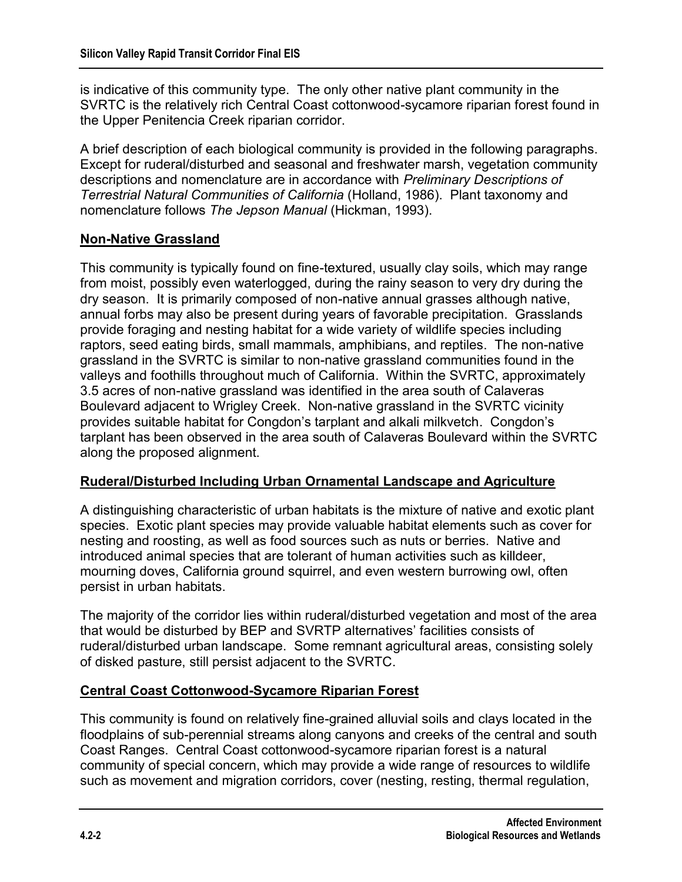is indicative of this community type. The only other native plant community in the SVRTC is the relatively rich Central Coast cottonwood-sycamore riparian forest found in the Upper Penitencia Creek riparian corridor.

A brief description of each biological community is provided in the following paragraphs. Except for ruderal/disturbed and seasonal and freshwater marsh, vegetation community descriptions and nomenclature are in accordance with *Preliminary Descriptions of Terrestrial Natural Communities of California* (Holland, 1986). Plant taxonomy and nomenclature follows *The Jepson Manual* (Hickman, 1993).

## Non-Native Grassland

This community is typically found on fine-textured, usually clay soils, which may range from moist, possibly even waterlogged, during the rainy season to very dry during the dry season. It is primarily composed of non-native annual grasses although native, annual forbs may also be present during years of favorable precipitation. Grasslands provide foraging and nesting habitat for a wide variety of wildlife species including raptors, seed eating birds, small mammals, amphibians, and reptiles. The non-native grassland in the SVRTC is similar to non-native grassland communities found in the valleys and foothills throughout much of California. Within the SVRTC, approximately 3.5 acres of non-native grassland was identified in the area south of Calaveras Boulevard adjacent to Wrigley Creek. Non-native grassland in the SVRTC vicinity provides suitable habitat for Congdon's tarplant and alkali milkvetch. Congdon's tarplant has been observed in the area south of Calaveras Boulevard within the SVRTC along the proposed alignment.

## Ruderal/Disturbed Including Urban Ornamental Landscape and Agriculture

A distinguishing characteristic of urban habitats is the mixture of native and exotic plant species. Exotic plant species may provide valuable habitat elements such as cover for nesting and roosting, as well as food sources such as nuts or berries. Native and introduced animal species that are tolerant of human activities such as killdeer, mourning doves, California ground squirrel, and even western burrowing owl, often persist in urban habitats.

The majority of the corridor lies within ruderal/disturbed vegetation and most of the area that would be disturbed by BEP and SVRTP alternatives' facilities consists of ruderal/disturbed urban landscape. Some remnant agricultural areas, consisting solely of disked pasture, still persist adjacent to the SVRTC.

## Central Coast Cottonwood-Sycamore Riparian Forest

This community is found on relatively fine-grained alluvial soils and clays located in the floodplains of sub-perennial streams along canyons and creeks of the central and south Coast Ranges. Central Coast cottonwood-sycamore riparian forest is a natural community of special concern, which may provide a wide range of resources to wildlife such as movement and migration corridors, cover (nesting, resting, thermal regulation,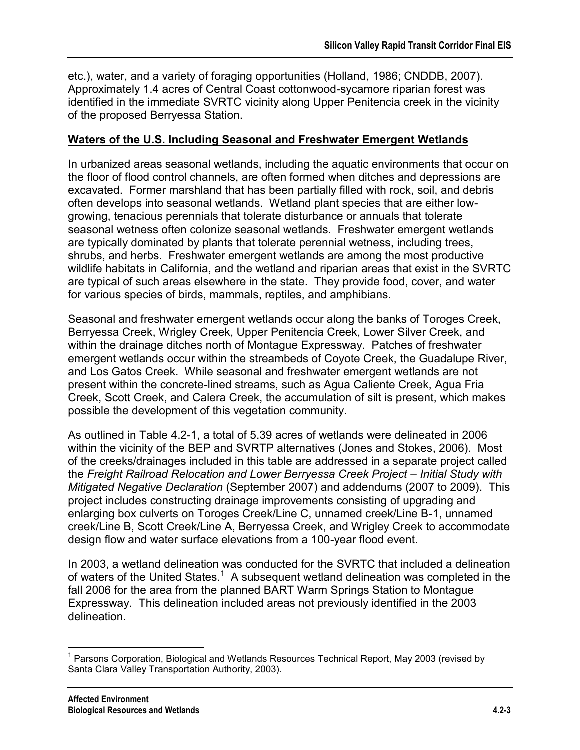etc.), water, and a variety of foraging opportunities (Holland, 1986; CNDDB, 2007). Approximately 1.4 acres of Central Coast cottonwood-sycamore riparian forest was identified in the immediate SVRTC vicinity along Upper Penitencia creek in the vicinity of the proposed Berryessa Station.

## Waters of the U.S. Including Seasonal and Freshwater Emergent Wetlands

In urbanized areas seasonal wetlands, including the aquatic environments that occur on the floor of flood control channels, are often formed when ditches and depressions are excavated. Former marshland that has been partially filled with rock, soil, and debris often develops into seasonal wetlands. Wetland plant species that are either low-growing, tenacious perennials that tolerate disturbance or annuals that tolerate seasonal wetness often colonize seasonal wetlands. Freshwater emergent wetlands are typically dominated by plants that tolerate perennial wetness, including trees, shrubs, and herbs. Freshwater emergent wetlands are among the most productive wildlife habitats in California, and the wetland and riparian areas that exist in the SVRTC are typical of such areas elsewhere in the state. They provide food, cover, and water for various species of birds, mammals, reptiles, and amphibians.

Seasonal and freshwater emergent wetlands occur along the banks of Toroges Creek, Berryessa Creek, Wrigley Creek, Upper Penitencia Creek, Lower Silver Creek, and within the drainage ditches north of Montague Expressway. Patches of freshwater emergent wetlands occur within the streambeds of Coyote Creek, the Guadalupe River, and Los Gatos Creek. While seasonal and freshwater emergent wetlands are not present within the concrete-lined streams, such as Agua Caliente Creek, Agua Fria Creek, Scott Creek, and Calera Creek, the accumulation of silt is present, which makes possible the development of this vegetation community.

As outlined in Table 4.2-1, a total of 5.39 acres of wetlands were delineated in 2006 within the vicinity of the BEP and SVRTP alternatives (Jones and Stokes, 2006). Most of the creeks/drainages included in this table are addressed in a separate project called the *Freight Railroad Relocation and Lower Berryessa Creek Project – Initial Study with Mitigated Negative Declaration* (September 2007) and addendums (2007 to 2009). This project includes constructing drainage improvements consisting of upgrading and enlarging box culverts on Toroges Creek/Line C, unnamed creek/Line B-1, unnamed creek/Line B, Scott Creek/Line A, Berryessa Creek, and Wrigley Creek to accommodate design flow and water surface elevations from a 100-year flood event.

In 2003, a wetland delineation was conducted for the SVRTC that included a delineation of waters of the United States.[1] A subsequent wetland delineation was completed in the fall 2006 for the area from the planned BART Warm Springs Station to Montague Expressway. This delineation included areas not previously identified in the 2003 delineation.

---

[1] Parsons Corporation, Biological and Wetlands Resources Technical Report, May 2003 (revised by Santa Clara Valley Transportation Authority, 2003).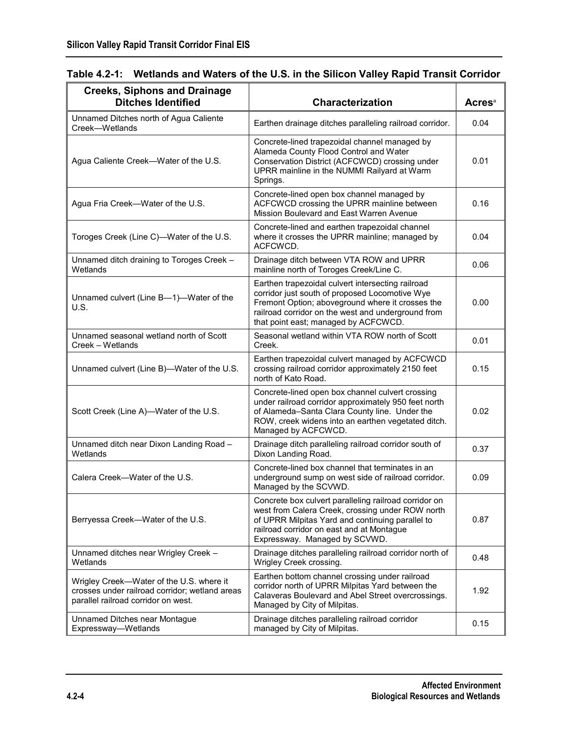**Table 4.2-1: Wetlands and Waters of the U.S. in the Silicon Valley Rapid Transit Corridor**

| Creeks, Siphons and Drainage Ditches Identified | Characterization | Acres[a] |
| --- | --- | --- |
| Unnamed Ditches north of Agua Caliente Creek—Wetlands | Earthen drainage ditches paralleling railroad corridor. | 0.04 |
| Agua Caliente Creek—Water of the U.S. | Concrete-lined trapezoidal channel managed by Alameda County Flood Control and Water Conservation District (ACFCWCD) crossing under UPRR mainline in the NUMMI Railyard at Warm Springs. | 0.01 |
| Agua Fria Creek—Water of the U.S. | Concrete-lined open box channel managed by ACFCWCD crossing the UPRR mainline between Mission Boulevard and East Warren Avenue | 0.16 |
| Toroges Creek (Line C)—Water of the U.S. | Concrete-lined and earthen trapezoidal channel where it crosses the UPRR mainline; managed by ACFCWCD. | 0.04 |
| Unnamed ditch draining to Toroges Creek – Wetlands | Drainage ditch between VTA ROW and UPRR mainline north of Toroges Creek/Line C. | 0.06 |
| Unnamed culvert (Line B—1)—Water of the U.S. | Earthen trapezoidal culvert intersecting railroad corridor just south of proposed Locomotive Wye Fremont Option; aboveground where it crosses the railroad corridor on the west and underground from that point east; managed by ACFCWCD. | 0.00 |
| Unnamed seasonal wetland north of Scott Creek – Wetlands | Seasonal wetland within VTA ROW north of Scott Creek. | 0.01 |
| Unnamed culvert (Line B)—Water of the U.S. | Earthen trapezoidal culvert managed by ACFCWCD crossing railroad corridor approximately 2150 feet north of Kato Road. | 0.15 |
| Scott Creek (Line A)—Water of the U.S. | Concrete-lined open box channel culvert crossing under railroad corridor approximately 950 feet north of Alameda–Santa Clara County line. Under the ROW, creek widens into an earthen vegetated ditch. Managed by ACFCWCD. | 0.02 |
| Unnamed ditch near Dixon Landing Road – Wetlands | Drainage ditch paralleling railroad corridor south of Dixon Landing Road. | 0.37 |
| Calera Creek—Water of the U.S. | Concrete-lined box channel that terminates in an underground sump on west side of railroad corridor. Managed by the SCVWD. | 0.09 |
| Berryessa Creek—Water of the U.S. | Concrete box culvert paralleling railroad corridor on west from Calera Creek, crossing under ROW north of UPRR Milpitas Yard and continuing parallel to railroad corridor on east and at Montague Expressway. Managed by SCVWD. | 0.87 |
| Unnamed ditches near Wrigley Creek – Wetlands | Drainage ditches paralleling railroad corridor north of Wrigley Creek crossing. | 0.48 |
| Wrigley Creek—Water of the U.S. where it crosses under railroad corridor; wetland areas parallel railroad corridor on west. | Earthen bottom channel crossing under railroad corridor north of UPRR Milpitas Yard between the Calaveras Boulevard and Abel Street overcrossings. Managed by City of Milpitas. | 1.92 |
| Unnamed Ditches near Montague Expressway—Wetlands | Drainage ditches paralleling railroad corridor managed by City of Milpitas. | 0.15 |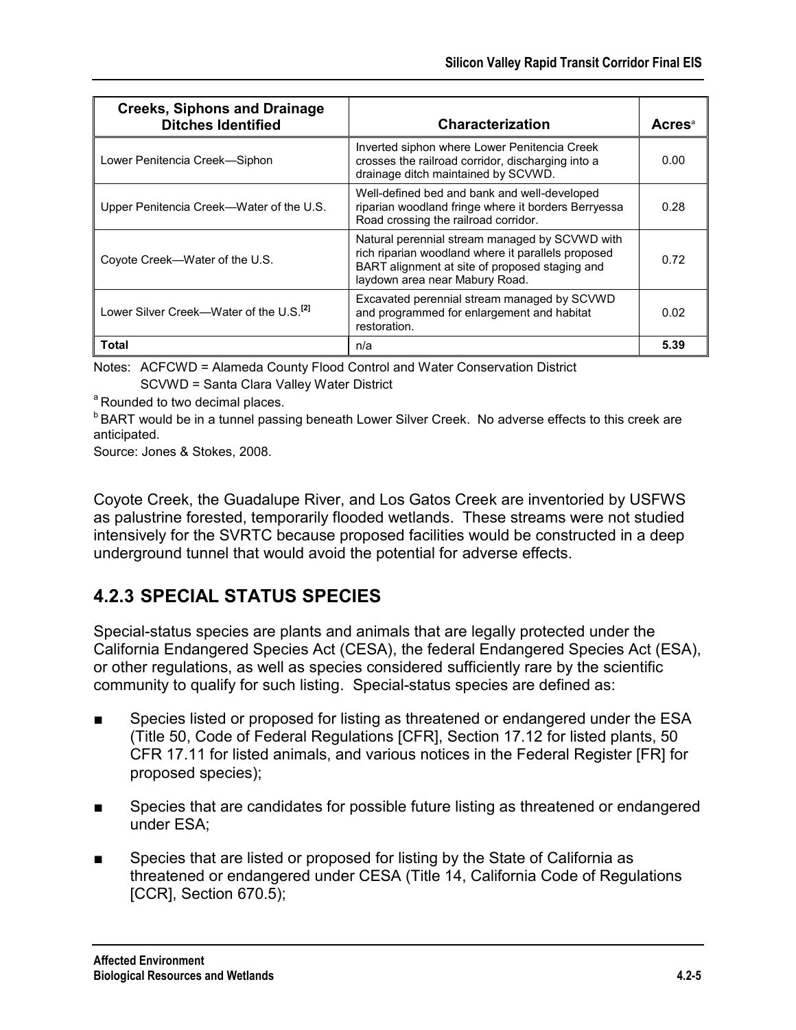| Creeks, Siphons and Drainage Ditches Identified | Characterization | Acres[a] |
|---|---|---|
| Lower Penitencia Creek—Siphon | Inverted siphon where Lower Penitencia Creek crosses the railroad corridor, discharging into a drainage ditch maintained by SCVWD. | 0.00 |
| Upper Penitencia Creek—Water of the U.S. | Well-defined bed and bank and well-developed riparian woodland fringe where it borders Berryessa Road crossing the railroad corridor. | 0.28 |
| Coyote Creek—Water of the U.S. | Natural perennial stream managed by SCVWD with rich riparian woodland where it parallels proposed BART alignment at site of proposed staging and laydown area near Mabury Road. | 0.72 |
| Lower Silver Creek—Water of the U.S.[2] | Excavated perennial stream managed by SCVWD and programmed for enlargement and habitat restoration. | 0.02 |
| **Total** | n/a | **5.39** |

Notes: ACFCWD = Alameda County Flood Control and Water Conservation District

SCVWD = Santa Clara Valley Water District

[a] Rounded to two decimal places.

[b] BART would be in a tunnel passing beneath Lower Silver Creek. No adverse effects to this creek are anticipated.

Source: Jones & Stokes, 2008.

Coyote Creek, the Guadalupe River, and Los Gatos Creek are inventoried by USFWS as palustrine forested, temporarily flooded wetlands. These streams were not studied intensively for the SVRTC because proposed facilities would be constructed in a deep underground tunnel that would avoid the potential for adverse effects.

## 4.2.3 SPECIAL STATUS SPECIES

Special-status species are plants and animals that are legally protected under the California Endangered Species Act (CESA), the federal Endangered Species Act (ESA), or other regulations, as well as species considered sufficiently rare by the scientific community to qualify for such listing. Special-status species are defined as:

- Species listed or proposed for listing as threatened or endangered under the ESA (Title 50, Code of Federal Regulations [CFR], Section 17.12 for listed plants, 50 CFR 17.11 for listed animals, and various notices in the Federal Register [FR] for proposed species);
- Species that are candidates for possible future listing as threatened or endangered under ESA;
- Species that are listed or proposed for listing by the State of California as threatened or endangered under CESA (Title 14, California Code of Regulations [CCR], Section 670.5);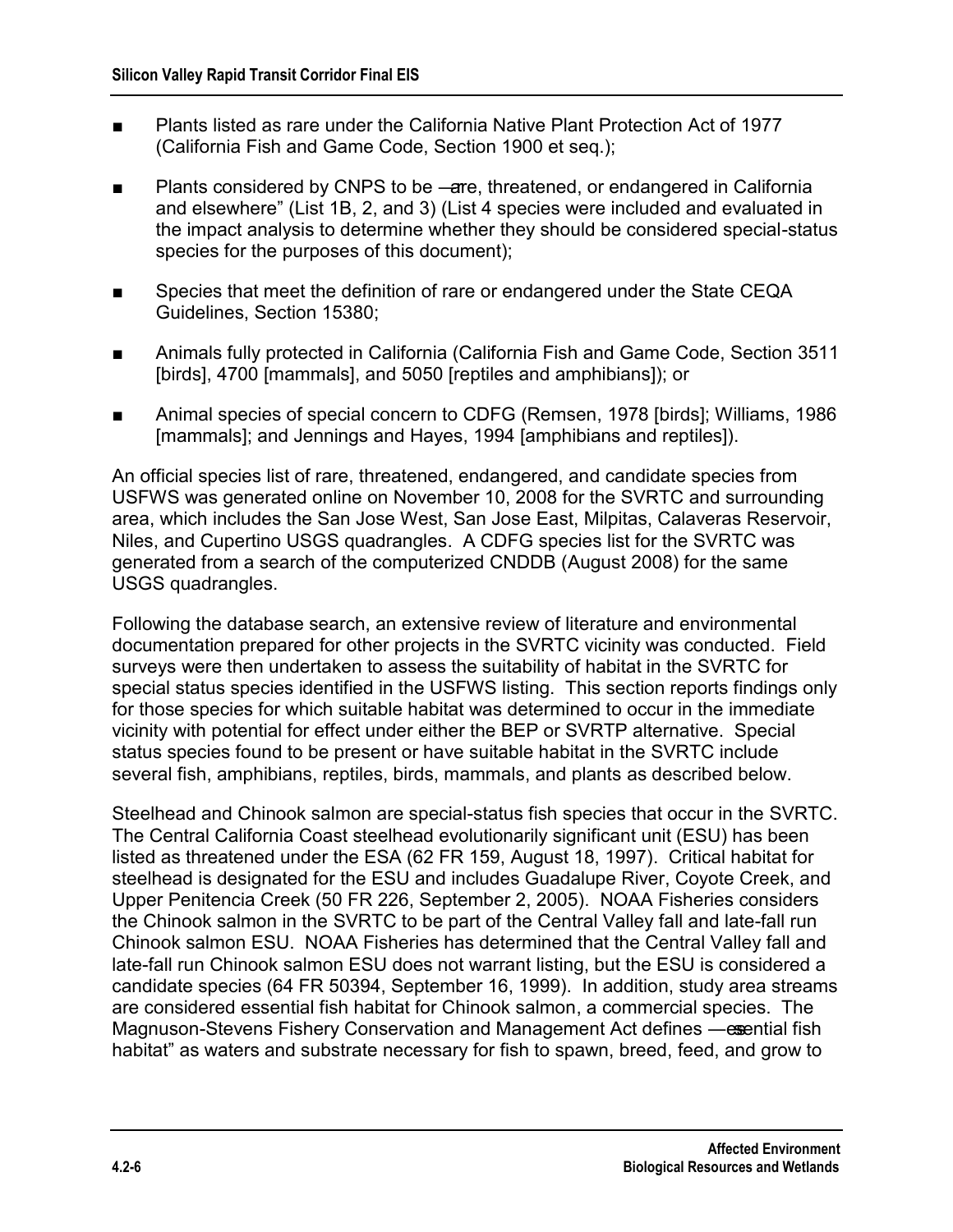- Plants listed as rare under the California Native Plant Protection Act of 1977 (California Fish and Game Code, Section 1900 et seq.);
- Plants considered by CNPS to be ―rare, threatened, or endangered in California and elsewhere" (List 1B, 2, and 3) (List 4 species were included and evaluated in the impact analysis to determine whether they should be considered special-status species for the purposes of this document);
- Species that meet the definition of rare or endangered under the State CEQA Guidelines, Section 15380;
- Animals fully protected in California (California Fish and Game Code, Section 3511 [birds], 4700 [mammals], and 5050 [reptiles and amphibians]); or
- Animal species of special concern to CDFG (Remsen, 1978 [birds]; Williams, 1986 [mammals]; and Jennings and Hayes, 1994 [amphibians and reptiles]).

An official species list of rare, threatened, endangered, and candidate species from USFWS was generated online on November 10, 2008 for the SVRTC and surrounding area, which includes the San Jose West, San Jose East, Milpitas, Calaveras Reservoir, Niles, and Cupertino USGS quadrangles. A CDFG species list for the SVRTC was generated from a search of the computerized CNDDB (August 2008) for the same USGS quadrangles.

Following the database search, an extensive review of literature and environmental documentation prepared for other projects in the SVRTC vicinity was conducted. Field surveys were then undertaken to assess the suitability of habitat in the SVRTC for special status species identified in the USFWS listing. This section reports findings only for those species for which suitable habitat was determined to occur in the immediate vicinity with potential for effect under either the BEP or SVRTP alternative. Special status species found to be present or have suitable habitat in the SVRTC include several fish, amphibians, reptiles, birds, mammals, and plants as described below.

Steelhead and Chinook salmon are special-status fish species that occur in the SVRTC. The Central California Coast steelhead evolutionarily significant unit (ESU) has been listed as threatened under the ESA (62 FR 159, August 18, 1997). Critical habitat for steelhead is designated for the ESU and includes Guadalupe River, Coyote Creek, and Upper Penitencia Creek (50 FR 226, September 2, 2005). NOAA Fisheries considers the Chinook salmon in the SVRTC to be part of the Central Valley fall and late-fall run Chinook salmon ESU. NOAA Fisheries has determined that the Central Valley fall and late-fall run Chinook salmon ESU does not warrant listing, but the ESU is considered a candidate species (64 FR 50394, September 16, 1999). In addition, study area streams are considered essential fish habitat for Chinook salmon, a commercial species. The Magnuson-Stevens Fishery Conservation and Management Act defines ―essential fish habitat" as waters and substrate necessary for fish to spawn, breed, feed, and grow to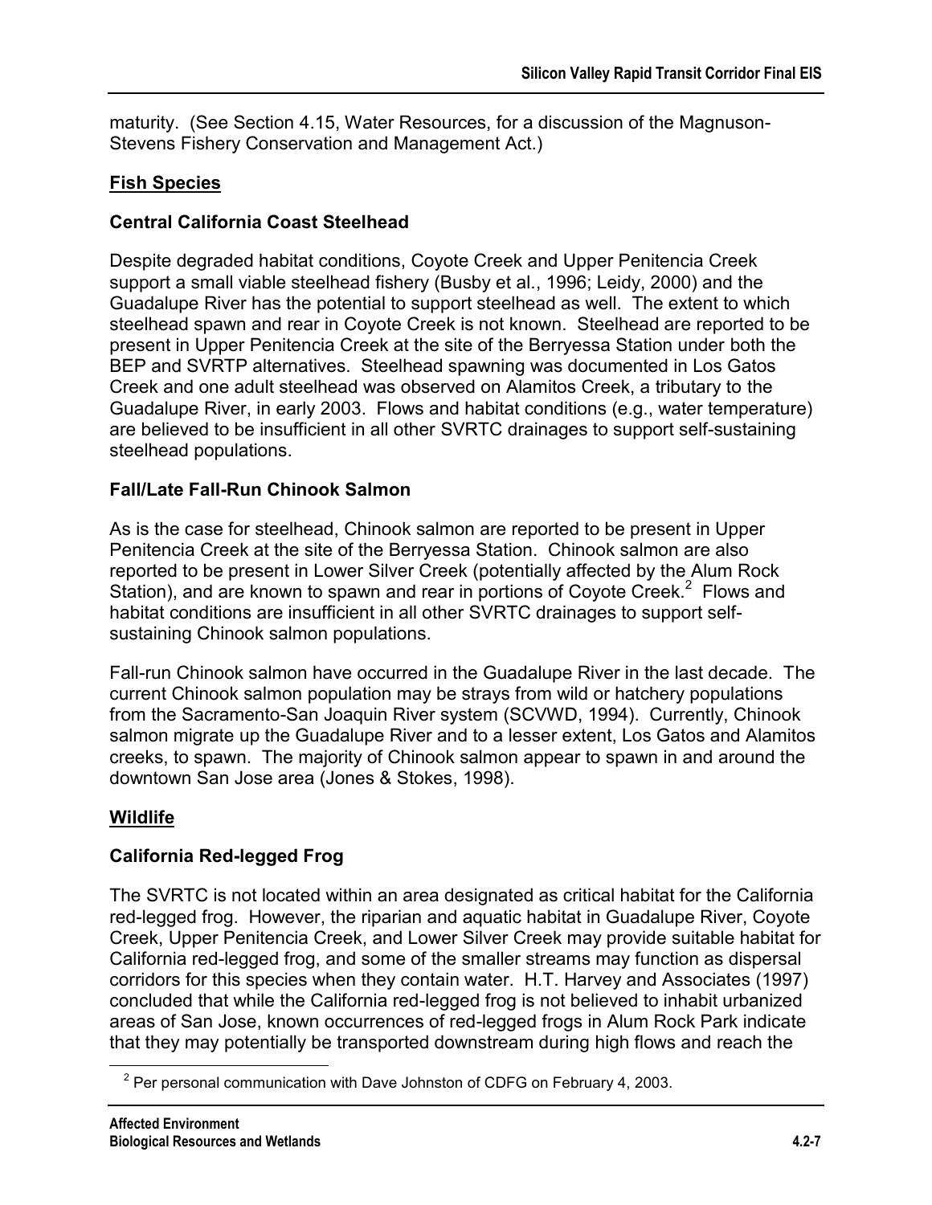maturity. (See Section 4.15, Water Resources, for a discussion of the Magnuson-Stevens Fishery Conservation and Management Act.)

## Fish Species

### Central California Coast Steelhead

Despite degraded habitat conditions, Coyote Creek and Upper Penitencia Creek support a small viable steelhead fishery (Busby et al., 1996; Leidy, 2000) and the Guadalupe River has the potential to support steelhead as well. The extent to which steelhead spawn and rear in Coyote Creek is not known. Steelhead are reported to be present in Upper Penitencia Creek at the site of the Berryessa Station under both the BEP and SVRTP alternatives. Steelhead spawning was documented in Los Gatos Creek and one adult steelhead was observed on Alamitos Creek, a tributary to the Guadalupe River, in early 2003. Flows and habitat conditions (e.g., water temperature) are believed to be insufficient in all other SVRTC drainages to support self-sustaining steelhead populations.

### Fall/Late Fall-Run Chinook Salmon

As is the case for steelhead, Chinook salmon are reported to be present in Upper Penitencia Creek at the site of the Berryessa Station. Chinook salmon are also reported to be present in Lower Silver Creek (potentially affected by the Alum Rock Station), and are known to spawn and rear in portions of Coyote Creek.[2] Flows and habitat conditions are insufficient in all other SVRTC drainages to support self-sustaining Chinook salmon populations.

Fall-run Chinook salmon have occurred in the Guadalupe River in the last decade. The current Chinook salmon population may be strays from wild or hatchery populations from the Sacramento-San Joaquin River system (SCVWD, 1994). Currently, Chinook salmon migrate up the Guadalupe River and to a lesser extent, Los Gatos and Alamitos creeks, to spawn. The majority of Chinook salmon appear to spawn in and around the downtown San Jose area (Jones & Stokes, 1998).

## Wildlife

### California Red-legged Frog

The SVRTC is not located within an area designated as critical habitat for the California red-legged frog. However, the riparian and aquatic habitat in Guadalupe River, Coyote Creek, Upper Penitencia Creek, and Lower Silver Creek may provide suitable habitat for California red-legged frog, and some of the smaller streams may function as dispersal corridors for this species when they contain water. H.T. Harvey and Associates (1997) concluded that while the California red-legged frog is not believed to inhabit urbanized areas of San Jose, known occurrences of red-legged frogs in Alum Rock Park indicate that they may potentially be transported downstream during high flows and reach the

[2] Per personal communication with Dave Johnston of CDFG on February 4, 2003.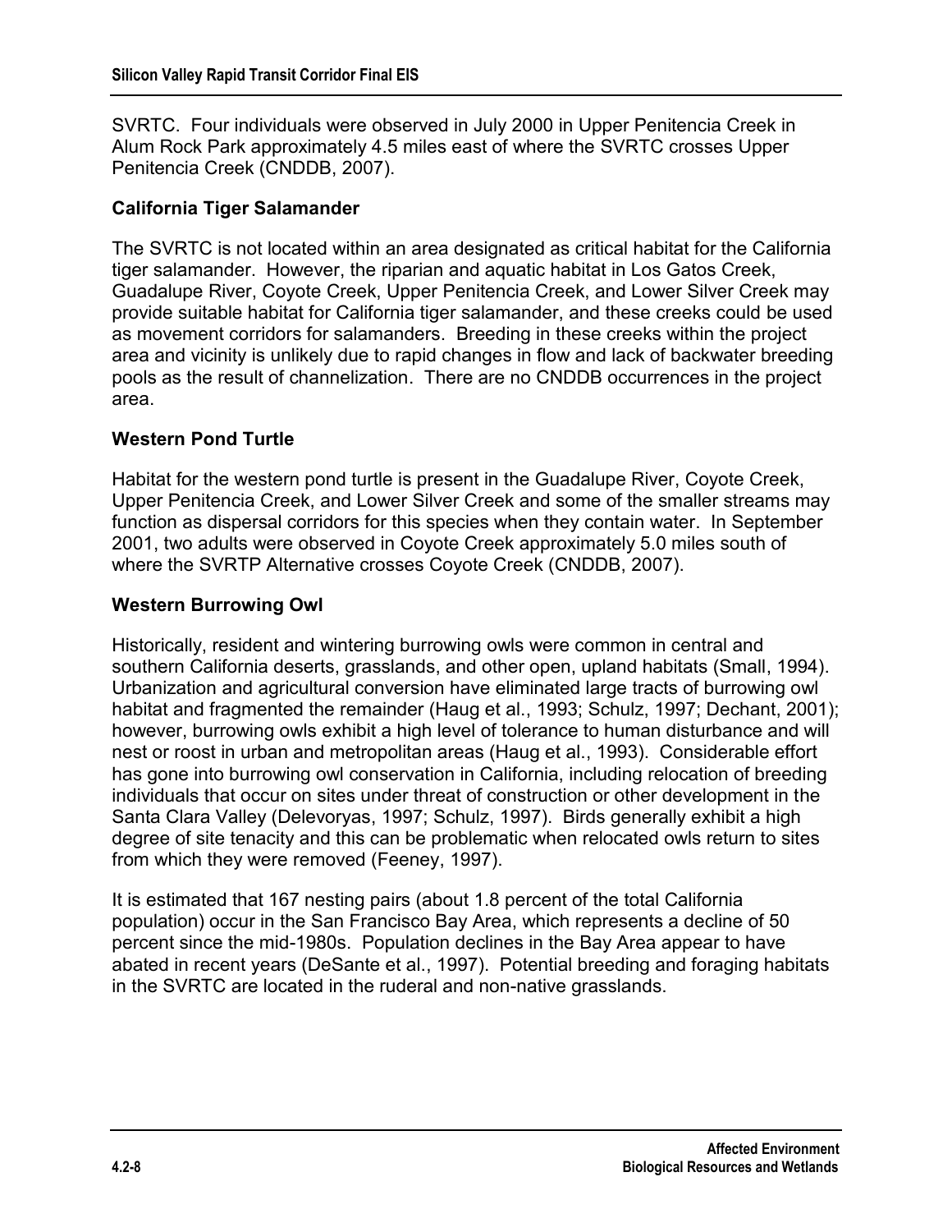SVRTC. Four individuals were observed in July 2000 in Upper Penitencia Creek in Alum Rock Park approximately 4.5 miles east of where the SVRTC crosses Upper Penitencia Creek (CNDDB, 2007).

### California Tiger Salamander

The SVRTC is not located within an area designated as critical habitat for the California tiger salamander. However, the riparian and aquatic habitat in Los Gatos Creek, Guadalupe River, Coyote Creek, Upper Penitencia Creek, and Lower Silver Creek may provide suitable habitat for California tiger salamander, and these creeks could be used as movement corridors for salamanders. Breeding in these creeks within the project area and vicinity is unlikely due to rapid changes in flow and lack of backwater breeding pools as the result of channelization. There are no CNDDB occurrences in the project area.

### Western Pond Turtle

Habitat for the western pond turtle is present in the Guadalupe River, Coyote Creek, Upper Penitencia Creek, and Lower Silver Creek and some of the smaller streams may function as dispersal corridors for this species when they contain water. In September 2001, two adults were observed in Coyote Creek approximately 5.0 miles south of where the SVRTP Alternative crosses Coyote Creek (CNDDB, 2007).

### Western Burrowing Owl

Historically, resident and wintering burrowing owls were common in central and southern California deserts, grasslands, and other open, upland habitats (Small, 1994). Urbanization and agricultural conversion have eliminated large tracts of burrowing owl habitat and fragmented the remainder (Haug et al., 1993; Schulz, 1997; Dechant, 2001); however, burrowing owls exhibit a high level of tolerance to human disturbance and will nest or roost in urban and metropolitan areas (Haug et al., 1993). Considerable effort has gone into burrowing owl conservation in California, including relocation of breeding individuals that occur on sites under threat of construction or other development in the Santa Clara Valley (Delevoryas, 1997; Schulz, 1997). Birds generally exhibit a high degree of site tenacity and this can be problematic when relocated owls return to sites from which they were removed (Feeney, 1997).

It is estimated that 167 nesting pairs (about 1.8 percent of the total California population) occur in the San Francisco Bay Area, which represents a decline of 50 percent since the mid-1980s. Population declines in the Bay Area appear to have abated in recent years (DeSante et al., 1997). Potential breeding and foraging habitats in the SVRTC are located in the ruderal and non-native grasslands.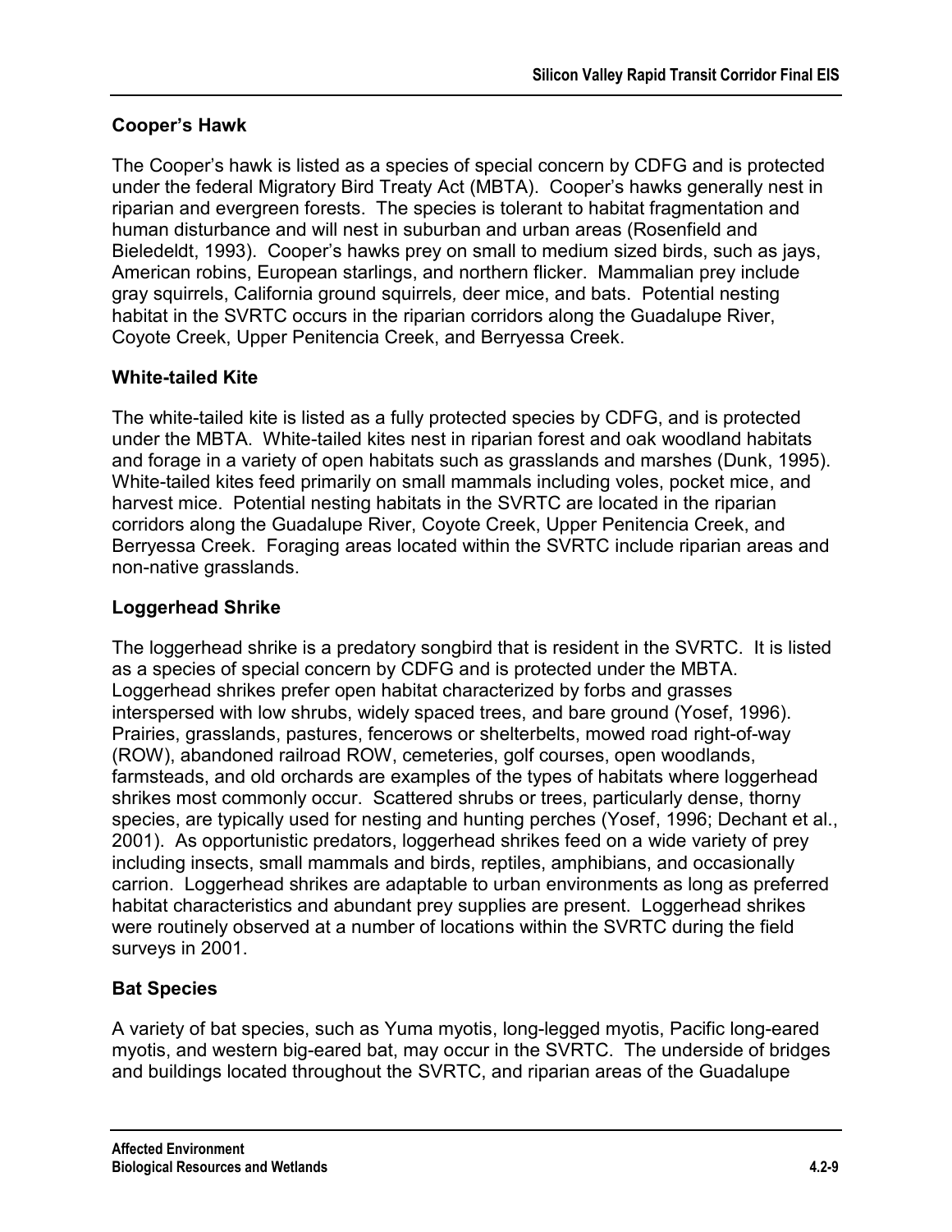## Cooper's Hawk

The Cooper's hawk is listed as a species of special concern by CDFG and is protected under the federal Migratory Bird Treaty Act (MBTA). Cooper's hawks generally nest in riparian and evergreen forests. The species is tolerant to habitat fragmentation and human disturbance and will nest in suburban and urban areas (Rosenfield and Bieledeldt, 1993). Cooper's hawks prey on small to medium sized birds, such as jays, American robins, European starlings, and northern flicker. Mammalian prey include gray squirrels, California ground squirrels, deer mice, and bats. Potential nesting habitat in the SVRTC occurs in the riparian corridors along the Guadalupe River, Coyote Creek, Upper Penitencia Creek, and Berryessa Creek.

## White-tailed Kite

The white-tailed kite is listed as a fully protected species by CDFG, and is protected under the MBTA. White-tailed kites nest in riparian forest and oak woodland habitats and forage in a variety of open habitats such as grasslands and marshes (Dunk, 1995). White-tailed kites feed primarily on small mammals including voles, pocket mice, and harvest mice. Potential nesting habitats in the SVRTC are located in the riparian corridors along the Guadalupe River, Coyote Creek, Upper Penitencia Creek, and Berryessa Creek. Foraging areas located within the SVRTC include riparian areas and non-native grasslands.

## Loggerhead Shrike

The loggerhead shrike is a predatory songbird that is resident in the SVRTC. It is listed as a species of special concern by CDFG and is protected under the MBTA. Loggerhead shrikes prefer open habitat characterized by forbs and grasses interspersed with low shrubs, widely spaced trees, and bare ground (Yosef, 1996). Prairies, grasslands, pastures, fencerows or shelterbelts, mowed road right-of-way (ROW), abandoned railroad ROW, cemeteries, golf courses, open woodlands, farmsteads, and old orchards are examples of the types of habitats where loggerhead shrikes most commonly occur. Scattered shrubs or trees, particularly dense, thorny species, are typically used for nesting and hunting perches (Yosef, 1996; Dechant et al., 2001). As opportunistic predators, loggerhead shrikes feed on a wide variety of prey including insects, small mammals and birds, reptiles, amphibians, and occasionally carrion. Loggerhead shrikes are adaptable to urban environments as long as preferred habitat characteristics and abundant prey supplies are present. Loggerhead shrikes were routinely observed at a number of locations within the SVRTC during the field surveys in 2001.

## Bat Species

A variety of bat species, such as Yuma myotis, long-legged myotis, Pacific long-eared myotis, and western big-eared bat, may occur in the SVRTC. The underside of bridges and buildings located throughout the SVRTC, and riparian areas of the Guadalupe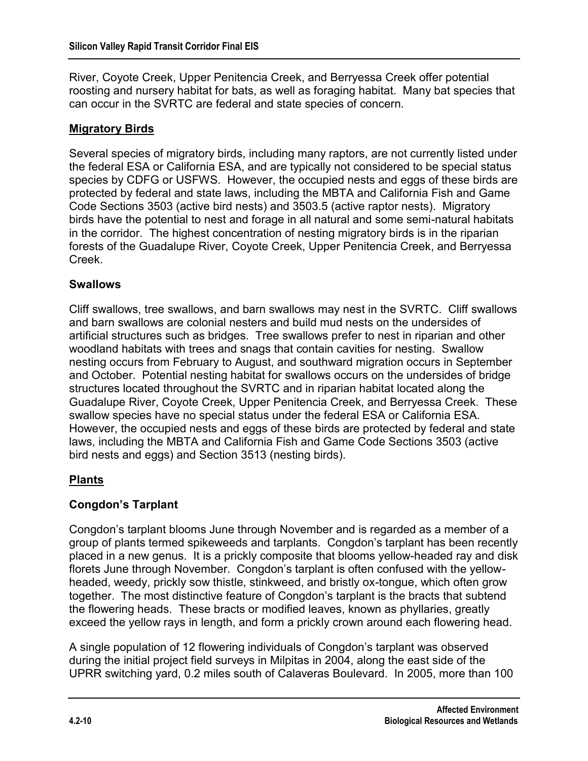River, Coyote Creek, Upper Penitencia Creek, and Berryessa Creek offer potential roosting and nursery habitat for bats, as well as foraging habitat. Many bat species that can occur in the SVRTC are federal and state species of concern.

## Migratory Birds

Several species of migratory birds, including many raptors, are not currently listed under the federal ESA or California ESA, and are typically not considered to be special status species by CDFG or USFWS. However, the occupied nests and eggs of these birds are protected by federal and state laws, including the MBTA and California Fish and Game Code Sections 3503 (active bird nests) and 3503.5 (active raptor nests). Migratory birds have the potential to nest and forage in all natural and some semi-natural habitats in the corridor. The highest concentration of nesting migratory birds is in the riparian forests of the Guadalupe River, Coyote Creek, Upper Penitencia Creek, and Berryessa Creek.

### Swallows

Cliff swallows, tree swallows, and barn swallows may nest in the SVRTC. Cliff swallows and barn swallows are colonial nesters and build mud nests on the undersides of artificial structures such as bridges. Tree swallows prefer to nest in riparian and other woodland habitats with trees and snags that contain cavities for nesting. Swallow nesting occurs from February to August, and southward migration occurs in September and October. Potential nesting habitat for swallows occurs on the undersides of bridge structures located throughout the SVRTC and in riparian habitat located along the Guadalupe River, Coyote Creek, Upper Penitencia Creek, and Berryessa Creek. These swallow species have no special status under the federal ESA or California ESA. However, the occupied nests and eggs of these birds are protected by federal and state laws, including the MBTA and California Fish and Game Code Sections 3503 (active bird nests and eggs) and Section 3513 (nesting birds).

## Plants

### Congdon's Tarplant

Congdon's tarplant blooms June through November and is regarded as a member of a group of plants termed spikeweeds and tarplants. Congdon's tarplant has been recently placed in a new genus. It is a prickly composite that blooms yellow-headed ray and disk florets June through November. Congdon's tarplant is often confused with the yellow-headed, weedy, prickly sow thistle, stinkweed, and bristly ox-tongue, which often grow together. The most distinctive feature of Congdon's tarplant is the bracts that subtend the flowering heads. These bracts or modified leaves, known as phyllaries, greatly exceed the yellow rays in length, and form a prickly crown around each flowering head.

A single population of 12 flowering individuals of Congdon's tarplant was observed during the initial project field surveys in Milpitas in 2004, along the east side of the UPRR switching yard, 0.2 miles south of Calaveras Boulevard. In 2005, more than 100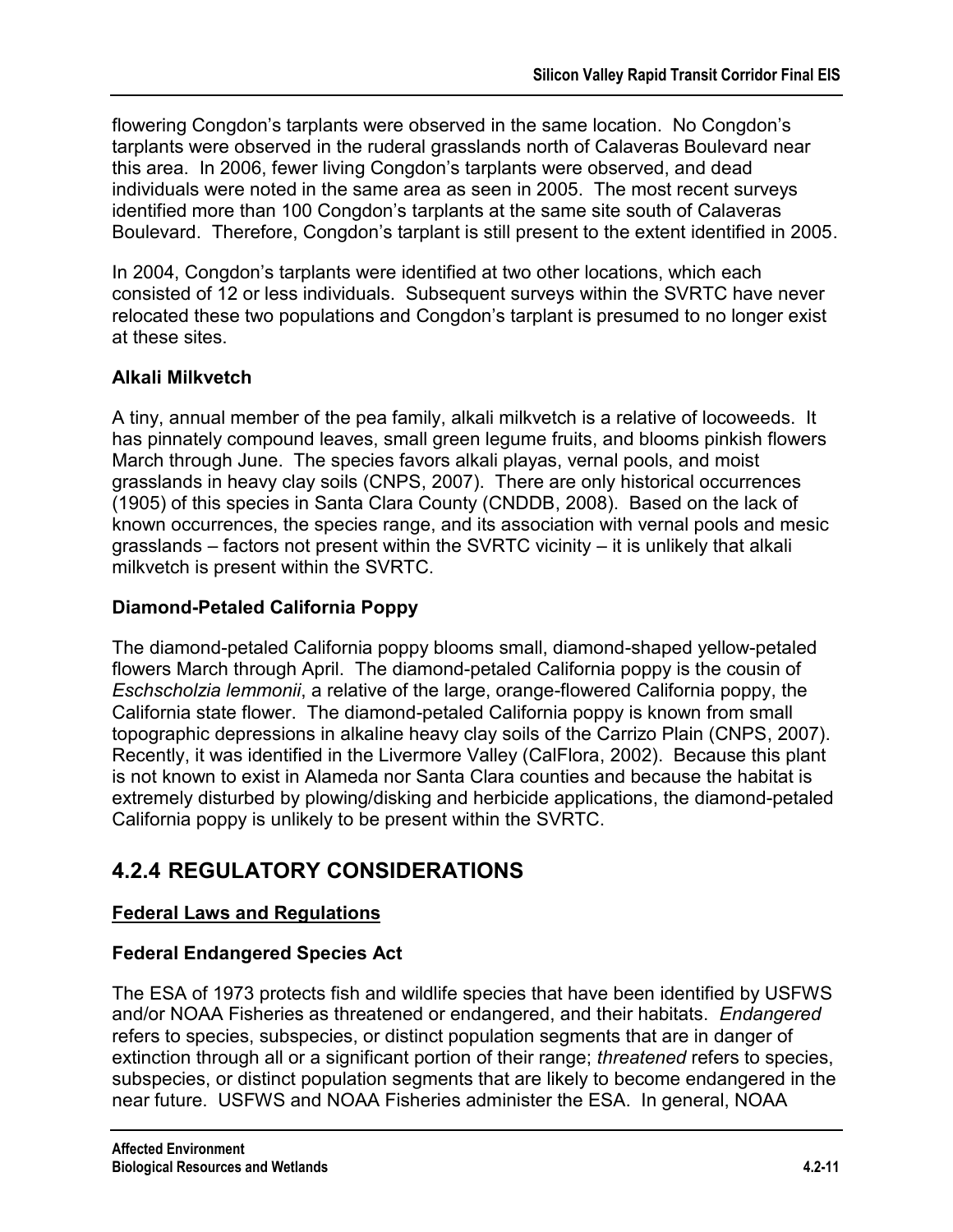flowering Congdon's tarplants were observed in the same location. No Congdon's tarplants were observed in the ruderal grasslands north of Calaveras Boulevard near this area. In 2006, fewer living Congdon's tarplants were observed, and dead individuals were noted in the same area as seen in 2005. The most recent surveys identified more than 100 Congdon's tarplants at the same site south of Calaveras Boulevard. Therefore, Congdon's tarplant is still present to the extent identified in 2005.

In 2004, Congdon's tarplants were identified at two other locations, which each consisted of 12 or less individuals. Subsequent surveys within the SVRTC have never relocated these two populations and Congdon's tarplant is presumed to no longer exist at these sites.

### Alkali Milkvetch

A tiny, annual member of the pea family, alkali milkvetch is a relative of locoweeds. It has pinnately compound leaves, small green legume fruits, and blooms pinkish flowers March through June. The species favors alkali playas, vernal pools, and moist grasslands in heavy clay soils (CNPS, 2007). There are only historical occurrences (1905) of this species in Santa Clara County (CNDDB, 2008). Based on the lack of known occurrences, the species range, and its association with vernal pools and mesic grasslands – factors not present within the SVRTC vicinity – it is unlikely that alkali milkvetch is present within the SVRTC.

### Diamond-Petaled California Poppy

The diamond-petaled California poppy blooms small, diamond-shaped yellow-petaled flowers March through April. The diamond-petaled California poppy is the cousin of *Eschscholzia lemmonii*, a relative of the large, orange-flowered California poppy, the California state flower. The diamond-petaled California poppy is known from small topographic depressions in alkaline heavy clay soils of the Carrizo Plain (CNPS, 2007). Recently, it was identified in the Livermore Valley (CalFlora, 2002). Because this plant is not known to exist in Alameda nor Santa Clara counties and because the habitat is extremely disturbed by plowing/disking and herbicide applications, the diamond-petaled California poppy is unlikely to be present within the SVRTC.

## 4.2.4 REGULATORY CONSIDERATIONS

### Federal Laws and Regulations

### Federal Endangered Species Act

The ESA of 1973 protects fish and wildlife species that have been identified by USFWS and/or NOAA Fisheries as threatened or endangered, and their habitats. *Endangered* refers to species, subspecies, or distinct population segments that are in danger of extinction through all or a significant portion of their range; *threatened* refers to species, subspecies, or distinct population segments that are likely to become endangered in the near future. USFWS and NOAA Fisheries administer the ESA. In general, NOAA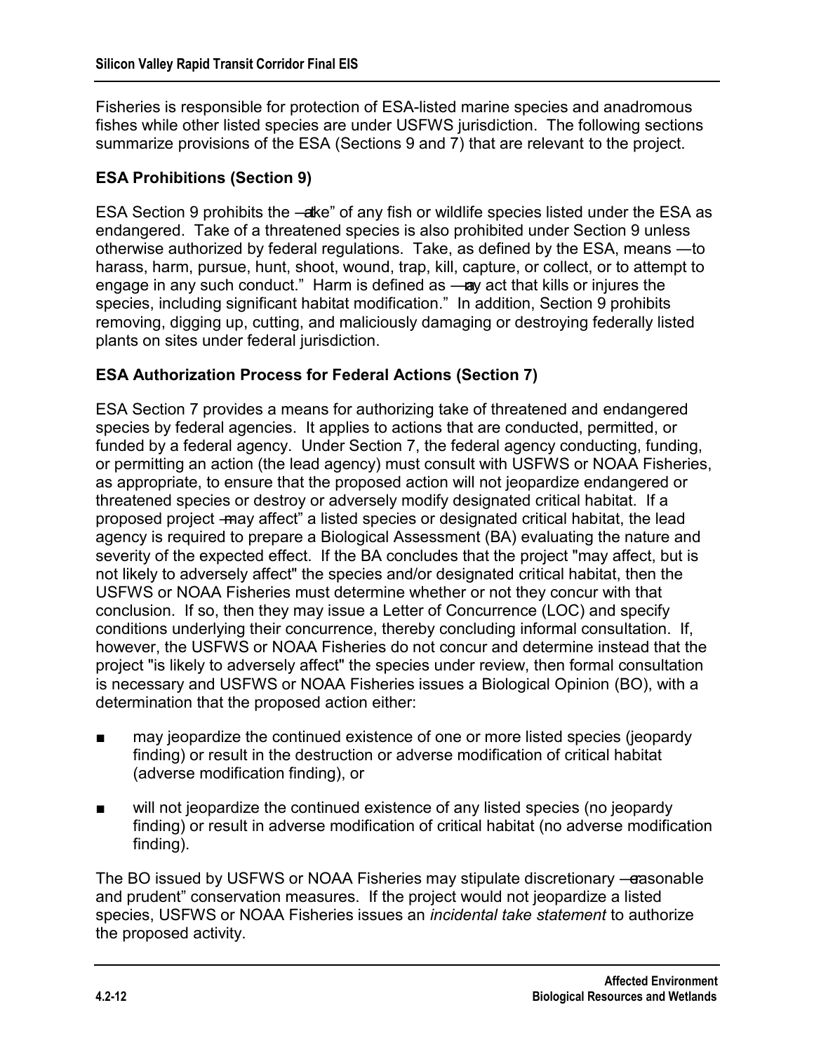Fisheries is responsible for protection of ESA-listed marine species and anadromous fishes while other listed species are under USFWS jurisdiction. The following sections summarize provisions of the ESA (Sections 9 and 7) that are relevant to the project.

### ESA Prohibitions (Section 9)

ESA Section 9 prohibits the ―take" of any fish or wildlife species listed under the ESA as endangered. Take of a threatened species is also prohibited under Section 9 unless otherwise authorized by federal regulations. Take, as defined by the ESA, means ―to harass, harm, pursue, hunt, shoot, wound, trap, kill, capture, or collect, or to attempt to engage in any such conduct." Harm is defined as ―any act that kills or injures the species, including significant habitat modification." In addition, Section 9 prohibits removing, digging up, cutting, and maliciously damaging or destroying federally listed plants on sites under federal jurisdiction.

### ESA Authorization Process for Federal Actions (Section 7)

ESA Section 7 provides a means for authorizing take of threatened and endangered species by federal agencies. It applies to actions that are conducted, permitted, or funded by a federal agency. Under Section 7, the federal agency conducting, funding, or permitting an action (the lead agency) must consult with USFWS or NOAA Fisheries, as appropriate, to ensure that the proposed action will not jeopardize endangered or threatened species or destroy or adversely modify designated critical habitat. If a proposed project ―may affect" a listed species or designated critical habitat, the lead agency is required to prepare a Biological Assessment (BA) evaluating the nature and severity of the expected effect. If the BA concludes that the project "may affect, but is not likely to adversely affect" the species and/or designated critical habitat, then the USFWS or NOAA Fisheries must determine whether or not they concur with that conclusion. If so, then they may issue a Letter of Concurrence (LOC) and specify conditions underlying their concurrence, thereby concluding informal consultation. If, however, the USFWS or NOAA Fisheries do not concur and determine instead that the project "is likely to adversely affect" the species under review, then formal consultation is necessary and USFWS or NOAA Fisheries issues a Biological Opinion (BO), with a determination that the proposed action either:

- may jeopardize the continued existence of one or more listed species (jeopardy finding) or result in the destruction or adverse modification of critical habitat (adverse modification finding), or
- will not jeopardize the continued existence of any listed species (no jeopardy finding) or result in adverse modification of critical habitat (no adverse modification finding).

The BO issued by USFWS or NOAA Fisheries may stipulate discretionary ―reasonable and prudent" conservation measures. If the project would not jeopardize a listed species, USFWS or NOAA Fisheries issues an *incidental take statement* to authorize the proposed activity.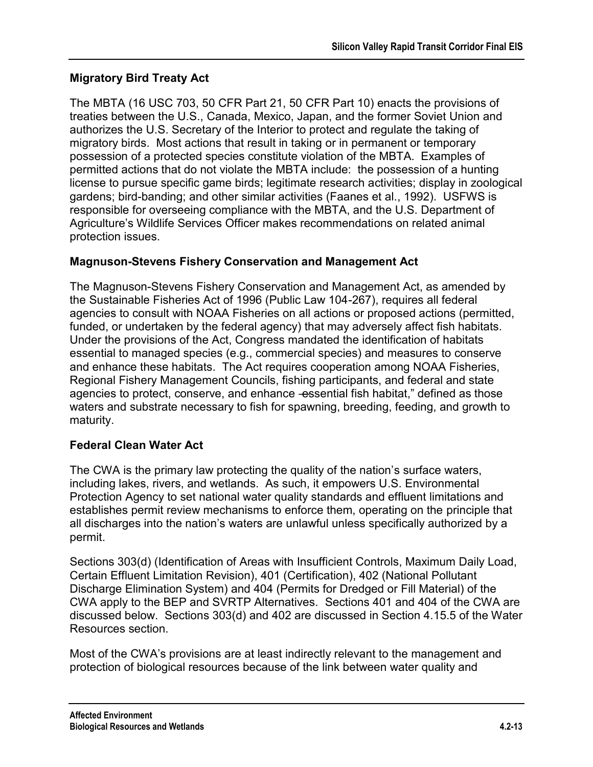## Migratory Bird Treaty Act

The MBTA (16 USC 703, 50 CFR Part 21, 50 CFR Part 10) enacts the provisions of treaties between the U.S., Canada, Mexico, Japan, and the former Soviet Union and authorizes the U.S. Secretary of the Interior to protect and regulate the taking of migratory birds. Most actions that result in taking or in permanent or temporary possession of a protected species constitute violation of the MBTA. Examples of permitted actions that do not violate the MBTA include: the possession of a hunting license to pursue specific game birds; legitimate research activities; display in zoological gardens; bird-banding; and other similar activities (Faanes et al., 1992). USFWS is responsible for overseeing compliance with the MBTA, and the U.S. Department of Agriculture's Wildlife Services Officer makes recommendations on related animal protection issues.

## Magnuson-Stevens Fishery Conservation and Management Act

The Magnuson-Stevens Fishery Conservation and Management Act, as amended by the Sustainable Fisheries Act of 1996 (Public Law 104-267), requires all federal agencies to consult with NOAA Fisheries on all actions or proposed actions (permitted, funded, or undertaken by the federal agency) that may adversely affect fish habitats. Under the provisions of the Act, Congress mandated the identification of habitats essential to managed species (e.g., commercial species) and measures to conserve and enhance these habitats. The Act requires cooperation among NOAA Fisheries, Regional Fishery Management Councils, fishing participants, and federal and state agencies to protect, conserve, and enhance "essential fish habitat," defined as those waters and substrate necessary to fish for spawning, breeding, feeding, and growth to maturity.

## Federal Clean Water Act

The CWA is the primary law protecting the quality of the nation's surface waters, including lakes, rivers, and wetlands. As such, it empowers U.S. Environmental Protection Agency to set national water quality standards and effluent limitations and establishes permit review mechanisms to enforce them, operating on the principle that all discharges into the nation's waters are unlawful unless specifically authorized by a permit.

Sections 303(d) (Identification of Areas with Insufficient Controls, Maximum Daily Load, Certain Effluent Limitation Revision), 401 (Certification), 402 (National Pollutant Discharge Elimination System) and 404 (Permits for Dredged or Fill Material) of the CWA apply to the BEP and SVRTP Alternatives. Sections 401 and 404 of the CWA are discussed below. Sections 303(d) and 402 are discussed in Section 4.15.5 of the Water Resources section.

Most of the CWA's provisions are at least indirectly relevant to the management and protection of biological resources because of the link between water quality and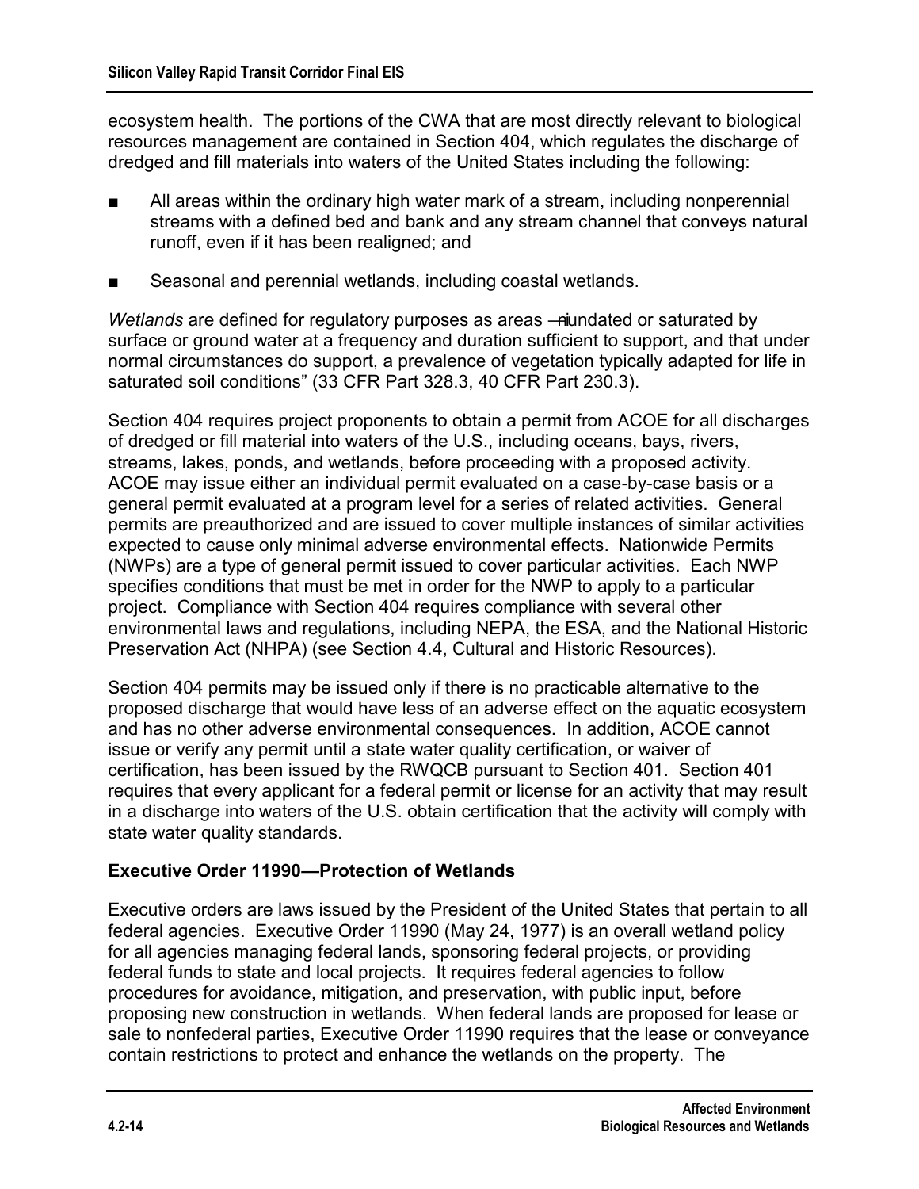ecosystem health. The portions of the CWA that are most directly relevant to biological resources management are contained in Section 404, which regulates the discharge of dredged and fill materials into waters of the United States including the following:

- All areas within the ordinary high water mark of a stream, including nonperennial streams with a defined bed and bank and any stream channel that conveys natural runoff, even if it has been realigned; and
- Seasonal and perennial wetlands, including coastal wetlands.

*Wetlands* are defined for regulatory purposes as areas ―inundated or saturated by surface or ground water at a frequency and duration sufficient to support, and that under normal circumstances do support, a prevalence of vegetation typically adapted for life in saturated soil conditions" (33 CFR Part 328.3, 40 CFR Part 230.3).

Section 404 requires project proponents to obtain a permit from ACOE for all discharges of dredged or fill material into waters of the U.S., including oceans, bays, rivers, streams, lakes, ponds, and wetlands, before proceeding with a proposed activity. ACOE may issue either an individual permit evaluated on a case-by-case basis or a general permit evaluated at a program level for a series of related activities. General permits are preauthorized and are issued to cover multiple instances of similar activities expected to cause only minimal adverse environmental effects. Nationwide Permits (NWPs) are a type of general permit issued to cover particular activities. Each NWP specifies conditions that must be met in order for the NWP to apply to a particular project. Compliance with Section 404 requires compliance with several other environmental laws and regulations, including NEPA, the ESA, and the National Historic Preservation Act (NHPA) (see Section 4.4, Cultural and Historic Resources).

Section 404 permits may be issued only if there is no practicable alternative to the proposed discharge that would have less of an adverse effect on the aquatic ecosystem and has no other adverse environmental consequences. In addition, ACOE cannot issue or verify any permit until a state water quality certification, or waiver of certification, has been issued by the RWQCB pursuant to Section 401. Section 401 requires that every applicant for a federal permit or license for an activity that may result in a discharge into waters of the U.S. obtain certification that the activity will comply with state water quality standards.

### Executive Order 11990—Protection of Wetlands

Executive orders are laws issued by the President of the United States that pertain to all federal agencies. Executive Order 11990 (May 24, 1977) is an overall wetland policy for all agencies managing federal lands, sponsoring federal projects, or providing federal funds to state and local projects. It requires federal agencies to follow procedures for avoidance, mitigation, and preservation, with public input, before proposing new construction in wetlands. When federal lands are proposed for lease or sale to nonfederal parties, Executive Order 11990 requires that the lease or conveyance contain restrictions to protect and enhance the wetlands on the property. The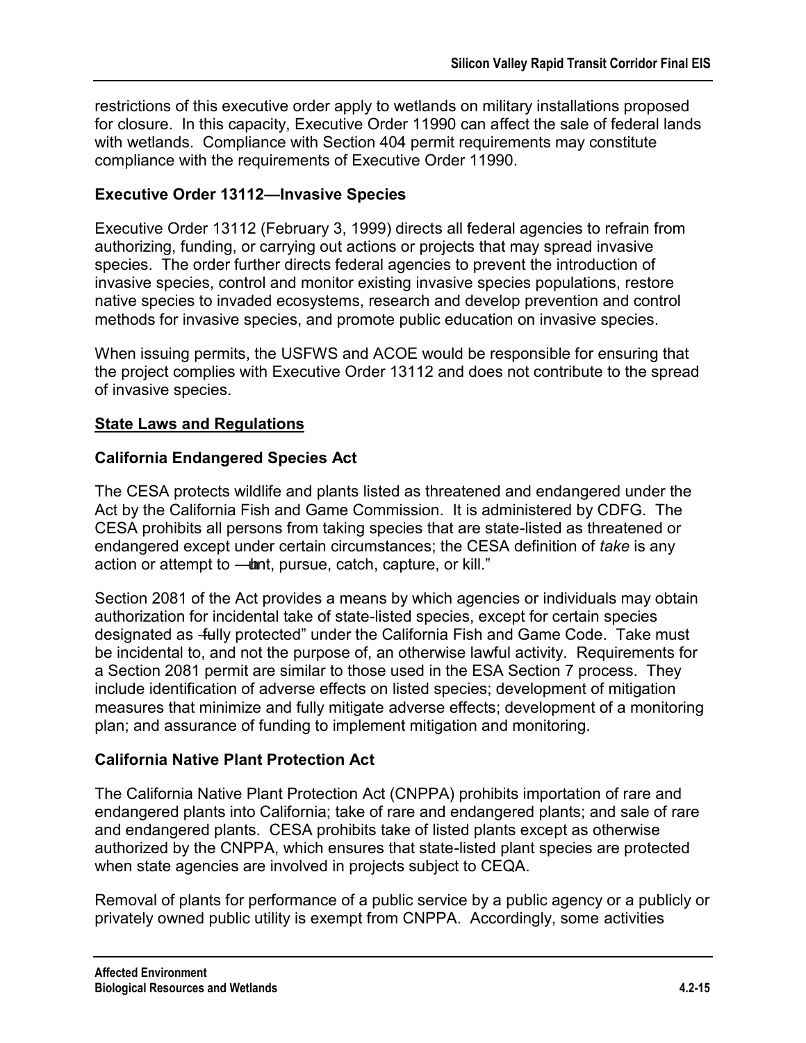restrictions of this executive order apply to wetlands on military installations proposed for closure. In this capacity, Executive Order 11990 can affect the sale of federal lands with wetlands. Compliance with Section 404 permit requirements may constitute compliance with the requirements of Executive Order 11990.

### Executive Order 13112—Invasive Species

Executive Order 13112 (February 3, 1999) directs all federal agencies to refrain from authorizing, funding, or carrying out actions or projects that may spread invasive species. The order further directs federal agencies to prevent the introduction of invasive species, control and monitor existing invasive species populations, restore native species to invaded ecosystems, research and develop prevention and control methods for invasive species, and promote public education on invasive species.

When issuing permits, the USFWS and ACOE would be responsible for ensuring that the project complies with Executive Order 13112 and does not contribute to the spread of invasive species.

## State Laws and Regulations

### California Endangered Species Act

The CESA protects wildlife and plants listed as threatened and endangered under the Act by the California Fish and Game Commission. It is administered by CDFG. The CESA prohibits all persons from taking species that are state-listed as threatened or endangered except under certain circumstances; the CESA definition of *take* is any action or attempt to —hunt, pursue, catch, capture, or kill."

Section 2081 of the Act provides a means by which agencies or individuals may obtain authorization for incidental take of state-listed species, except for certain species designated as —fully protected" under the California Fish and Game Code. Take must be incidental to, and not the purpose of, an otherwise lawful activity. Requirements for a Section 2081 permit are similar to those used in the ESA Section 7 process. They include identification of adverse effects on listed species; development of mitigation measures that minimize and fully mitigate adverse effects; development of a monitoring plan; and assurance of funding to implement mitigation and monitoring.

### California Native Plant Protection Act

The California Native Plant Protection Act (CNPPA) prohibits importation of rare and endangered plants into California; take of rare and endangered plants; and sale of rare and endangered plants. CESA prohibits take of listed plants except as otherwise authorized by the CNPPA, which ensures that state-listed plant species are protected when state agencies are involved in projects subject to CEQA.

Removal of plants for performance of a public service by a public agency or a publicly or privately owned public utility is exempt from CNPPA. Accordingly, some activities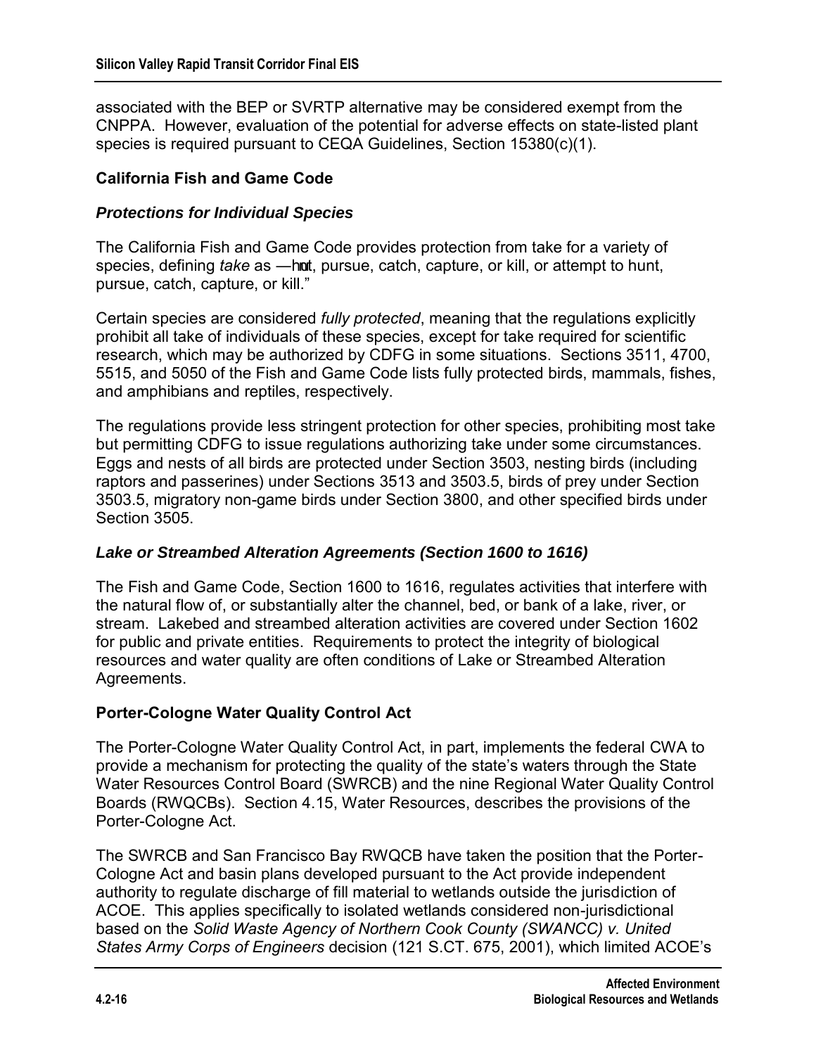associated with the BEP or SVRTP alternative may be considered exempt from the CNPPA. However, evaluation of the potential for adverse effects on state-listed plant species is required pursuant to CEQA Guidelines, Section 15380(c)(1).

### California Fish and Game Code

#### *Protections for Individual Species*

The California Fish and Game Code provides protection from take for a variety of species, defining *take* as —hunt, pursue, catch, capture, or kill, or attempt to hunt, pursue, catch, capture, or kill."

Certain species are considered *fully protected*, meaning that the regulations explicitly prohibit all take of individuals of these species, except for take required for scientific research, which may be authorized by CDFG in some situations. Sections 3511, 4700, 5515, and 5050 of the Fish and Game Code lists fully protected birds, mammals, fishes, and amphibians and reptiles, respectively.

The regulations provide less stringent protection for other species, prohibiting most take but permitting CDFG to issue regulations authorizing take under some circumstances. Eggs and nests of all birds are protected under Section 3503, nesting birds (including raptors and passerines) under Sections 3513 and 3503.5, birds of prey under Section 3503.5, migratory non-game birds under Section 3800, and other specified birds under Section 3505.

#### *Lake or Streambed Alteration Agreements (Section 1600 to 1616)*

The Fish and Game Code, Section 1600 to 1616, regulates activities that interfere with the natural flow of, or substantially alter the channel, bed, or bank of a lake, river, or stream. Lakebed and streambed alteration activities are covered under Section 1602 for public and private entities. Requirements to protect the integrity of biological resources and water quality are often conditions of Lake or Streambed Alteration Agreements.

### Porter-Cologne Water Quality Control Act

The Porter-Cologne Water Quality Control Act, in part, implements the federal CWA to provide a mechanism for protecting the quality of the state's waters through the State Water Resources Control Board (SWRCB) and the nine Regional Water Quality Control Boards (RWQCBs). Section 4.15, Water Resources, describes the provisions of the Porter-Cologne Act.

The SWRCB and San Francisco Bay RWQCB have taken the position that the Porter-Cologne Act and basin plans developed pursuant to the Act provide independent authority to regulate discharge of fill material to wetlands outside the jurisdiction of ACOE. This applies specifically to isolated wetlands considered non-jurisdictional based on the *Solid Waste Agency of Northern Cook County (SWANCC) v. United States Army Corps of Engineers* decision (121 S.CT. 675, 2001), which limited ACOE's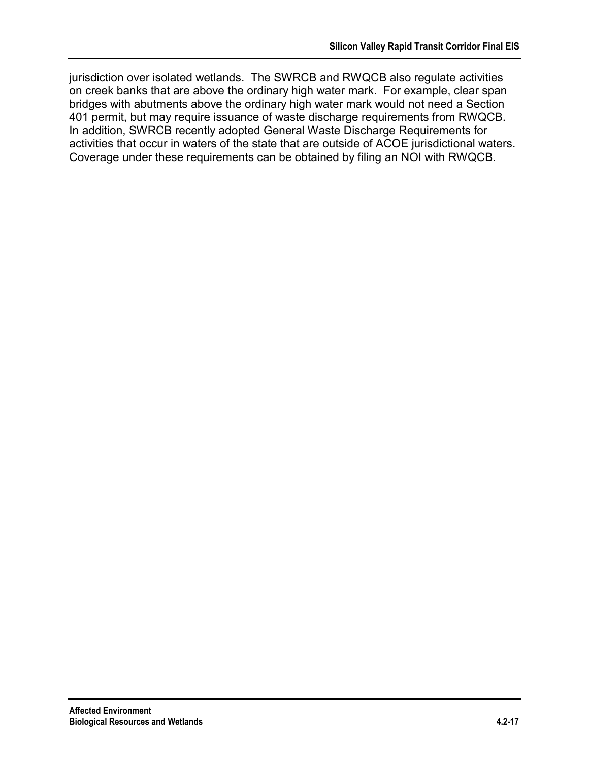jurisdiction over isolated wetlands. The SWRCB and RWQCB also regulate activities on creek banks that are above the ordinary high water mark. For example, clear span bridges with abutments above the ordinary high water mark would not need a Section 401 permit, but may require issuance of waste discharge requirements from RWQCB. In addition, SWRCB recently adopted General Waste Discharge Requirements for activities that occur in waters of the state that are outside of ACOE jurisdictional waters. Coverage under these requirements can be obtained by filing an NOI with RWQCB.